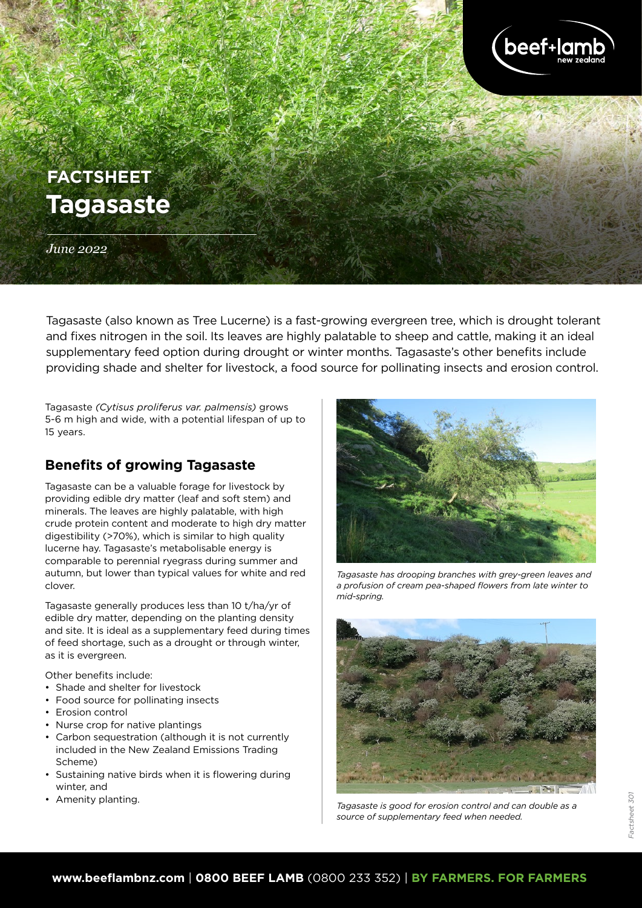# FACTSHEET
# Tagasaste

*June 2022*

Tagasaste (also known as Tree Lucerne) is a fast-growing evergreen tree, which is drought tolerant and fixes nitrogen in the soil. Its leaves are highly palatable to sheep and cattle, making it an ideal supplementary feed option during drought or winter months. Tagasaste's other benefits include providing shade and shelter for livestock, a food source for pollinating insects and erosion control.

Tagasaste *(Cytisus proliferus var. palmensis)* grows 5-6 m high and wide, with a potential lifespan of up to 15 years.

## Benefits of growing Tagasaste

Tagasaste can be a valuable forage for livestock by providing edible dry matter (leaf and soft stem) and minerals. The leaves are highly palatable, with high crude protein content and moderate to high dry matter digestibility (>70%), which is similar to high quality lucerne hay. Tagasaste's metabolisable energy is comparable to perennial ryegrass during summer and autumn, but lower than typical values for white and red clover.

Tagasaste generally produces less than 10 t/ha/yr of edible dry matter, depending on the planting density and site. It is ideal as a supplementary feed during times of feed shortage, such as a drought or through winter, as it is evergreen.

Other benefits include:

- Shade and shelter for livestock
- Food source for pollinating insects
- Erosion control
- Nurse crop for native plantings
- Carbon sequestration (although it is not currently included in the New Zealand Emissions Trading Scheme)
- Sustaining native birds when it is flowering during winter, and
- Amenity planting.

*Tagasaste has drooping branches with grey-green leaves and a profusion of cream pea-shaped flowers from late winter to mid-spring.*

*Tagasaste is good for erosion control and can double as a source of supplementary feed when needed.*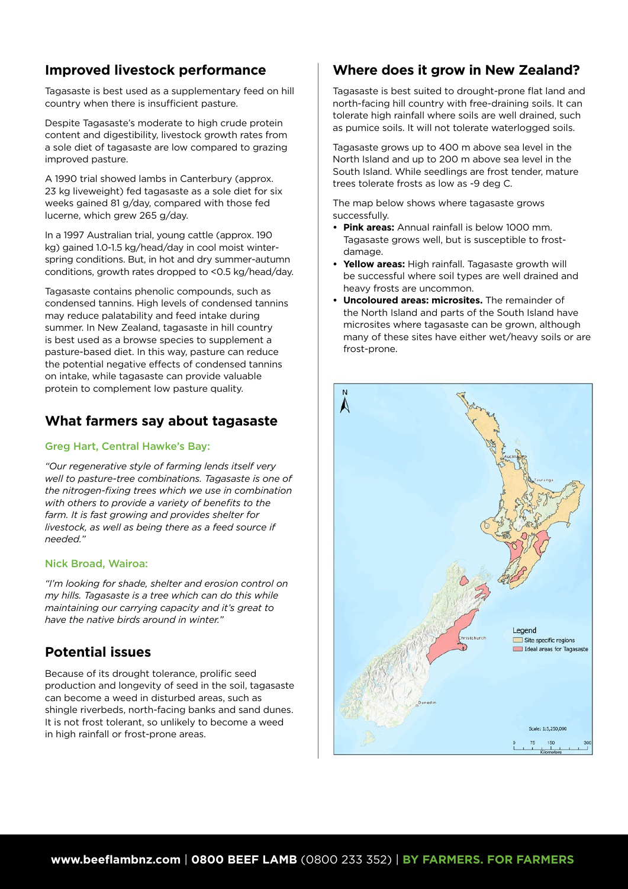## Improved livestock performance

Tagasaste is best used as a supplementary feed on hill country when there is insufficient pasture.

Despite Tagasaste's moderate to high crude protein content and digestibility, livestock growth rates from a sole diet of tagasaste are low compared to grazing improved pasture.

A 1990 trial showed lambs in Canterbury (approx. 23 kg liveweight) fed tagasaste as a sole diet for six weeks gained 81 g/day, compared with those fed lucerne, which grew 265 g/day.

In a 1997 Australian trial, young cattle (approx. 190 kg) gained 1.0-1.5 kg/head/day in cool moist winter-spring conditions. But, in hot and dry summer-autumn conditions, growth rates dropped to <0.5 kg/head/day.

Tagasaste contains phenolic compounds, such as condensed tannins. High levels of condensed tannins may reduce palatability and feed intake during summer. In New Zealand, tagasaste in hill country is best used as a browse species to supplement a pasture-based diet. In this way, pasture can reduce the potential negative effects of condensed tannins on intake, while tagasaste can provide valuable protein to complement low pasture quality.

## What farmers say about tagasaste

### Greg Hart, Central Hawke's Bay:

*"Our regenerative style of farming lends itself very well to pasture-tree combinations. Tagasaste is one of the nitrogen-fixing trees which we use in combination with others to provide a variety of benefits to the farm. It is fast growing and provides shelter for livestock, as well as being there as a feed source if needed."*

### Nick Broad, Wairoa:

*"I'm looking for shade, shelter and erosion control on my hills. Tagasaste is a tree which can do this while maintaining our carrying capacity and it's great to have the native birds around in winter."*

## Potential issues

Because of its drought tolerance, prolific seed production and longevity of seed in the soil, tagasaste can become a weed in disturbed areas, such as shingle riverbeds, north-facing banks and sand dunes. It is not frost tolerant, so unlikely to become a weed in high rainfall or frost-prone areas.

## Where does it grow in New Zealand?

Tagasaste is best suited to drought-prone flat land and north-facing hill country with free-draining soils. It can tolerate high rainfall where soils are well drained, such as pumice soils. It will not tolerate waterlogged soils.

Tagasaste grows up to 400 m above sea level in the North Island and up to 200 m above sea level in the South Island. While seedlings are frost tender, mature trees tolerate frosts as low as -9 deg C.

The map below shows where tagasaste grows successfully.

- **Pink areas:** Annual rainfall is below 1000 mm. Tagasaste grows well, but is susceptible to frost-damage.
- **Yellow areas:** High rainfall. Tagasaste growth will be successful where soil types are well drained and heavy frosts are uncommon.
- **Uncoloured areas: microsites.** The remainder of the North Island and parts of the South Island have microsites where tagasaste can be grown, although many of these sites have either wet/heavy soils or are frost-prone.

Legend: Site specific regions; Ideal areas for Tagasaste

Scale: 1:5,250,000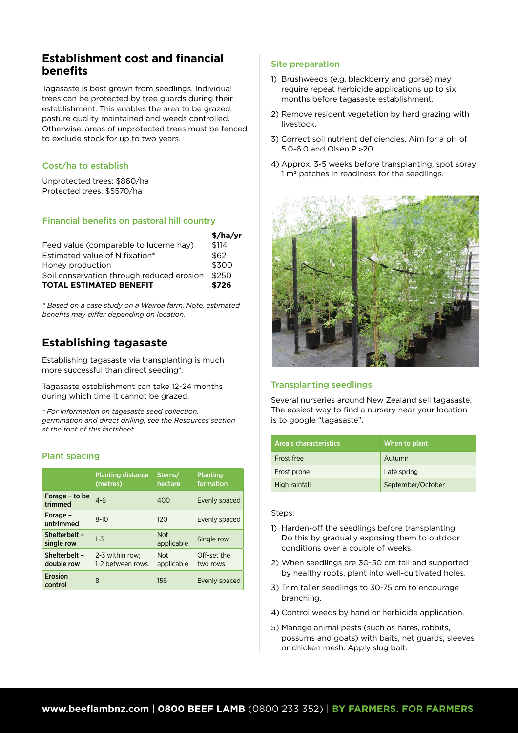## Establishment cost and financial benefits

Tagasaste is best grown from seedlings. Individual trees can be protected by tree guards during their establishment. This enables the area to be grazed, pasture quality maintained and weeds controlled. Otherwise, areas of unprotected trees must be fenced to exclude stock for up to two years.

### Cost/ha to establish

Unprotected trees: $860/ha
Protected trees: $5570/ha

### Financial benefits on pastoral hill country

| | $/ha/yr |
|---|---|
| Feed value (comparable to lucerne hay) | $114 |
| Estimated value of N fixation* | $62 |
| Honey production | $300 |
| Soil conservation through reduced erosion | $250 |
| **TOTAL ESTIMATED BENEFIT** | **$726** |

*\* Based on a case study on a Wairoa farm. Note, estimated benefits may differ depending on location.*

## Establishing tagasaste

Establishing tagasaste via transplanting is much more successful than direct seeding*.

Tagasaste establishment can take 12-24 months during which time it cannot be grazed.

*\* For information on tagasaste seed collection, germination and direct drilling, see the Resources section at the foot of this factsheet.*

### Plant spacing

| | Planting distance (metres) | Stems/ hectare | Planting formation |
|---|---|---|---|
| **Forage – to be trimmed** | 4-6 | 400 | Evenly spaced |
| **Forage – untrimmed** | 8-10 | 120 | Evenly spaced |
| **Shelterbelt – single row** | 1-3 | Not applicable | Single row |
| **Shelterbelt – double row** | 2-3 within row; 1-2 between rows | Not applicable | Off-set the two rows |
| **Erosion control** | 8 | 156 | Evenly spaced |

### Site preparation

1) Brushweeds (e.g. blackberry and gorse) may require repeat herbicide applications up to six months before tagasaste establishment.
2) Remove resident vegetation by hard grazing with livestock.
3) Correct soil nutrient deficiencies. Aim for a pH of 5.0-6.0 and Olsen P ≥20.
4) Approx. 3-5 weeks before transplanting, spot spray 1 m² patches in readiness for the seedlings.

### Transplanting seedlings

Several nurseries around New Zealand sell tagasaste. The easiest way to find a nursery near your location is to google "tagasaste".

| Area's characteristics | When to plant |
|---|---|
| Frost free | Autumn |
| Frost prone | Late spring |
| High rainfall | September/October |

Steps:

1) Harden-off the seedlings before transplanting. Do this by gradually exposing them to outdoor conditions over a couple of weeks.
2) When seedlings are 30-50 cm tall and supported by healthy roots, plant into well-cultivated holes.
3) Trim taller seedlings to 30-75 cm to encourage branching.
4) Control weeds by hand or herbicide application.
5) Manage animal pests (such as hares, rabbits, possums and goats) with baits, net guards, sleeves or chicken mesh. Apply slug bait.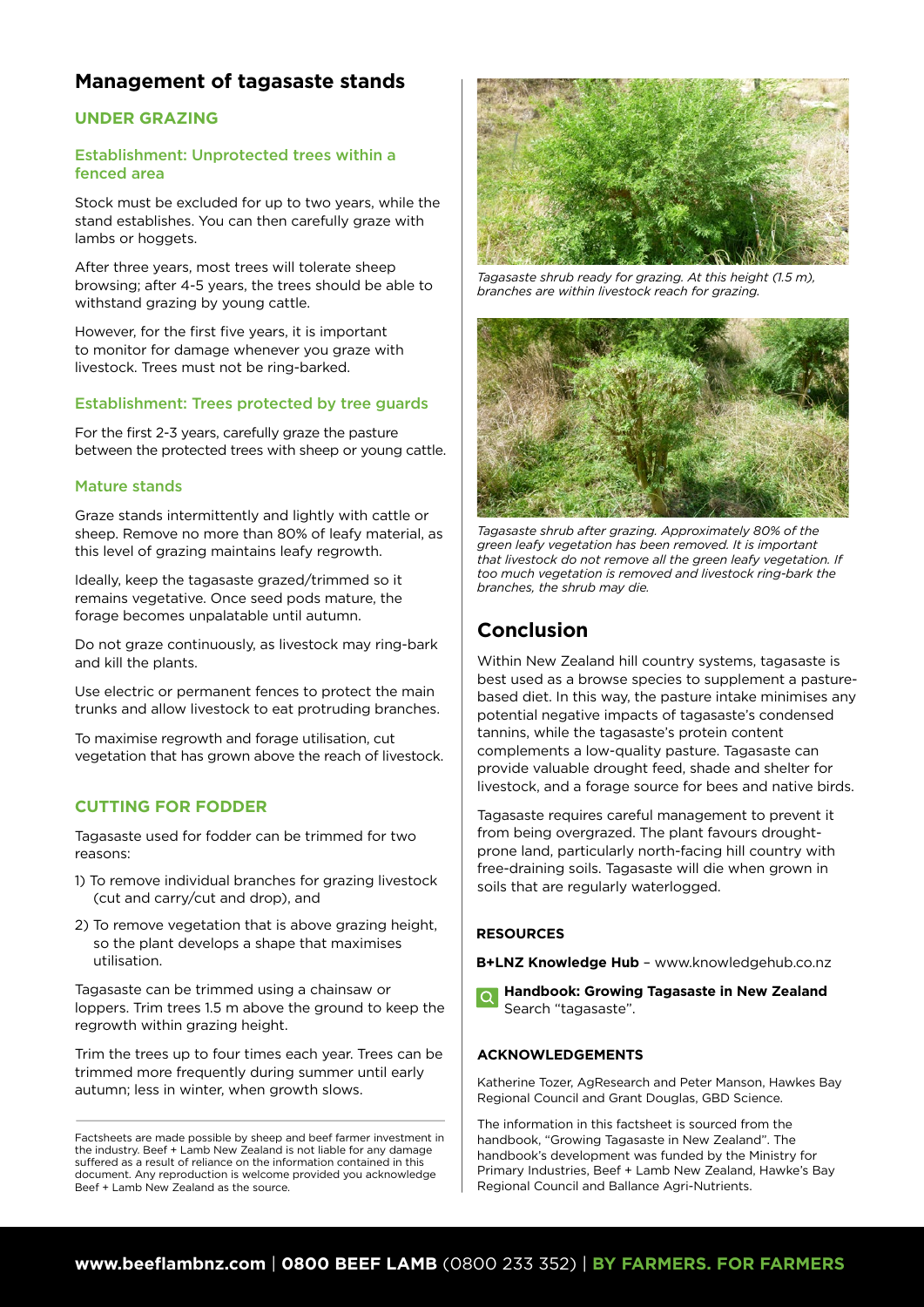## Management of tagasaste stands

### UNDER GRAZING

#### Establishment: Unprotected trees within a fenced area

Stock must be excluded for up to two years, while the stand establishes. You can then carefully graze with lambs or hoggets.

After three years, most trees will tolerate sheep browsing; after 4-5 years, the trees should be able to withstand grazing by young cattle.

However, for the first five years, it is important to monitor for damage whenever you graze with livestock. Trees must not be ring-barked.

#### Establishment: Trees protected by tree guards

For the first 2-3 years, carefully graze the pasture between the protected trees with sheep or young cattle.

#### Mature stands

Graze stands intermittently and lightly with cattle or sheep. Remove no more than 80% of leafy material, as this level of grazing maintains leafy regrowth.

Ideally, keep the tagasaste grazed/trimmed so it remains vegetative. Once seed pods mature, the forage becomes unpalatable until autumn.

Do not graze continuously, as livestock may ring-bark and kill the plants.

Use electric or permanent fences to protect the main trunks and allow livestock to eat protruding branches.

To maximise regrowth and forage utilisation, cut vegetation that has grown above the reach of livestock.

### CUTTING FOR FODDER

Tagasaste used for fodder can be trimmed for two reasons:

1) To remove individual branches for grazing livestock (cut and carry/cut and drop), and
2) To remove vegetation that is above grazing height, so the plant develops a shape that maximises utilisation.

Tagasaste can be trimmed using a chainsaw or loppers. Trim trees 1.5 m above the ground to keep the regrowth within grazing height.

Trim the trees up to four times each year. Trees can be trimmed more frequently during summer until early autumn; less in winter, when growth slows.

Factsheets are made possible by sheep and beef farmer investment in the industry. Beef + Lamb New Zealand is not liable for any damage suffered as a result of reliance on the information contained in this document. Any reproduction is welcome provided you acknowledge Beef + Lamb New Zealand as the source.

*Tagasaste shrub ready for grazing. At this height (1.5 m), branches are within livestock reach for grazing.*

*Tagasaste shrub after grazing. Approximately 80% of the green leafy vegetation has been removed. It is important that livestock do not remove all the green leafy vegetation. If too much vegetation is removed and livestock ring-bark the branches, the shrub may die.*

## Conclusion

Within New Zealand hill country systems, tagasaste is best used as a browse species to supplement a pasture-based diet. In this way, the pasture intake minimises any potential negative impacts of tagasaste's condensed tannins, while the tagasaste's protein content complements a low-quality pasture. Tagasaste can provide valuable drought feed, shade and shelter for livestock, and a forage source for bees and native birds.

Tagasaste requires careful management to prevent it from being overgrazed. The plant favours drought-prone land, particularly north-facing hill country with free-draining soils. Tagasaste will die when grown in soils that are regularly waterlogged.

#### RESOURCES

**B+LNZ Knowledge Hub** – www.knowledgehub.co.nz

**Handbook: Growing Tagasaste in New Zealand**
Search "tagasaste".

#### ACKNOWLEDGEMENTS

Katherine Tozer, AgResearch and Peter Manson, Hawkes Bay Regional Council and Grant Douglas, GBD Science.

The information in this factsheet is sourced from the handbook, "Growing Tagasaste in New Zealand". The handbook's development was funded by the Ministry for Primary Industries, Beef + Lamb New Zealand, Hawke's Bay Regional Council and Ballance Agri-Nutrients.

**www.beeflambnz.com** | **0800 BEEF LAMB** (0800 233 352) | **BY FARMERS. FOR FARMERS**